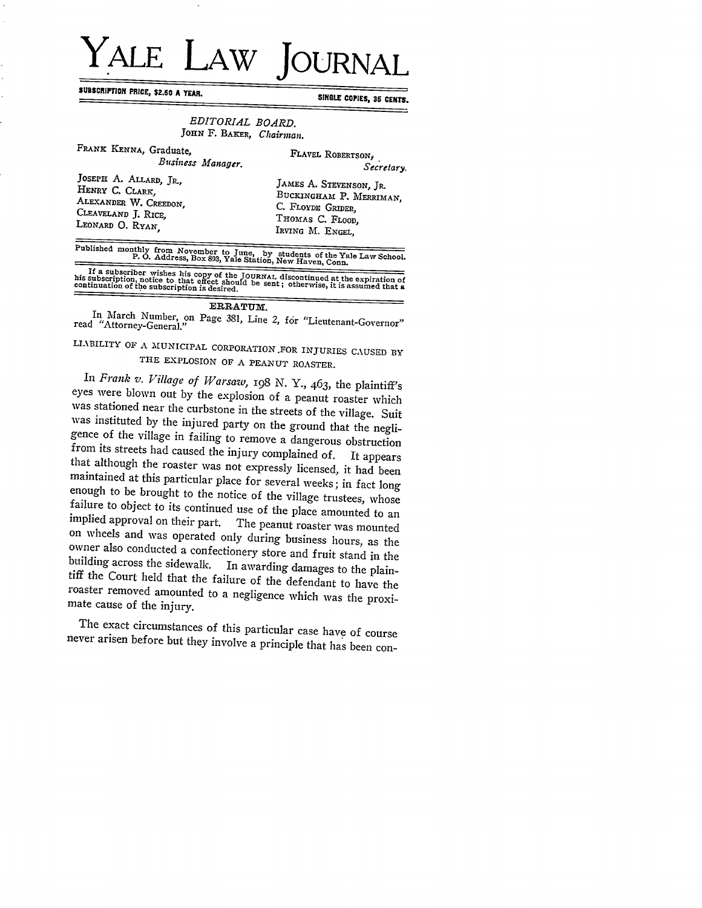# YALE LAW JOURNAL

SUBSCRIPTION PRICE, $2.50 A YEAR. SINGLE COPIES, 35 CENTS.

*EDITORIAL BOARD.*
JOHN F. BAKER, *Chairman.*

FRANK KENNA, Graduate, *Business Manager.*

FLAVEL ROBERTSON, *Secretary.*

JOSEPH A. ALLARD, JR.,
HENRY C. CLARK,
ALEXANDER W. CREEDON,
CLEAVELAND J. RICE,
LEONARD O. RYAN,

JAMES A. STEVENSON, JR.
BUCKINGHAM P. MERRIMAN,
C. FLOYDE GRIDER,
THOMAS C. FLOOD,
IRVING M. ENGEL,

Published monthly from November to June, by students of the Yale Law School.
P. O. Address, Box 893, Yale Station, New Haven, Conn.

If a subscriber wishes his copy of the JOURNAL discontinued at the expiration of his subscription, notice to that effect should be sent; otherwise, it is assumed that a continuation of the subscription is desired.

**ERRATUM.**

In March Number, on Page 381, Line 2, for "Lieutenant-Governor" read "Attorney-General."

LIABILITY OF A MUNICIPAL CORPORATION FOR INJURIES CAUSED BY THE EXPLOSION OF A PEANUT ROASTER.

In *Frank v. Village of Warsaw*, 198 N. Y., 463, the plaintiff's eyes were blown out by the explosion of a peanut roaster which was stationed near the curbstone in the streets of the village. Suit was instituted by the injured party on the ground that the negligence of the village in failing to remove a dangerous obstruction from its streets had caused the injury complained of. It appears that although the roaster was not expressly licensed, it had been maintained at this particular place for several weeks; in fact long enough to be brought to the notice of the village trustees, whose failure to object to its continued use of the place amounted to an implied approval on their part. The peanut roaster was mounted on wheels and was operated only during business hours, as the owner also conducted a confectionery store and fruit stand in the building across the sidewalk. In awarding damages to the plaintiff the Court held that the failure of the defendant to have the roaster removed amounted to a negligence which was the proximate cause of the injury.

The exact circumstances of this particular case have of course never arisen before but they involve a principle that has been con-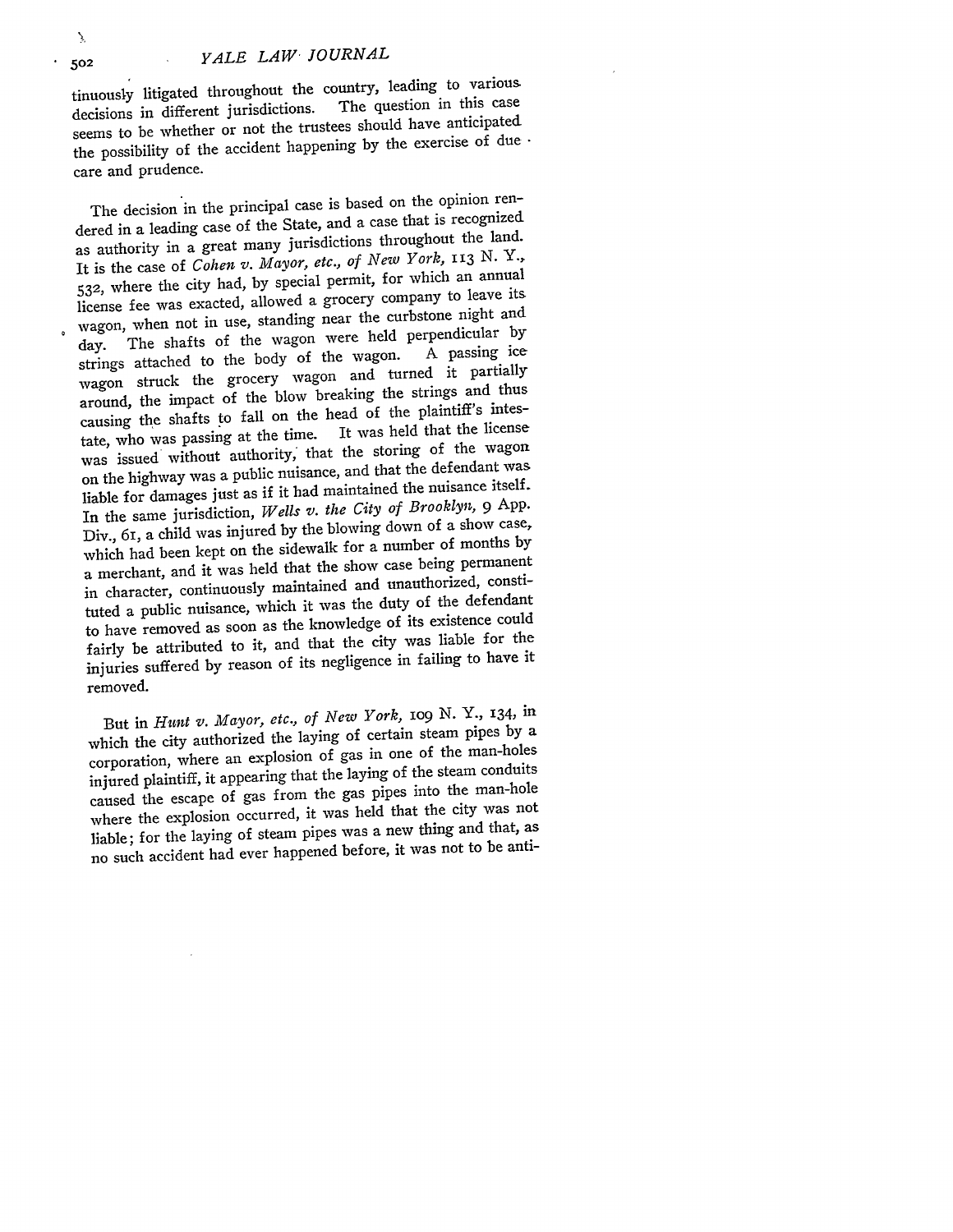tinuously litigated throughout the country, leading to various decisions in different jurisdictions. The question in this case seems to be whether or not the trustees should have anticipated the possibility of the accident happening by the exercise of due care and prudence.

The decision in the principal case is based on the opinion rendered in a leading case of the State, and a case that is recognized as authority in a great many jurisdictions throughout the land. It is the case of *Cohen v. Mayor, etc., of New York,* 113 N. Y., 532, where the city had, by special permit, for which an annual license fee was exacted, allowed a grocery company to leave its wagon, when not in use, standing near the curbstone night and day. The shafts of the wagon were held perpendicular by strings attached to the body of the wagon. A passing ice wagon struck the grocery wagon and turned it partially around, the impact of the blow breaking the strings and thus causing the shafts to fall on the head of the plaintiff's intestate, who was passing at the time. It was held that the license was issued without authority, that the storing of the wagon on the highway was a public nuisance, and that the defendant was liable for damages just as if it had maintained the nuisance itself. In the same jurisdiction, *Wells v. the City of Brooklyn,* 9 App. Div., 61, a child was injured by the blowing down of a show case, which had been kept on the sidewalk for a number of months by a merchant, and it was held that the show case being permanent in character, continuously maintained and unauthorized, constituted a public nuisance, which it was the duty of the defendant to have removed as soon as the knowledge of its existence could fairly be attributed to it, and that the city was liable for the injuries suffered by reason of its negligence in failing to have it removed.

But in *Hunt v. Mayor, etc., of New York,* 109 N. Y., 134, in which the city authorized the laying of certain steam pipes by a corporation, where an explosion of gas in one of the man-holes injured plaintiff, it appearing that the laying of the steam conduits caused the escape of gas from the gas pipes into the man-hole where the explosion occurred, it was held that the city was not liable; for the laying of steam pipes was a new thing and that, as no such accident had ever happened before, it was not to be anti-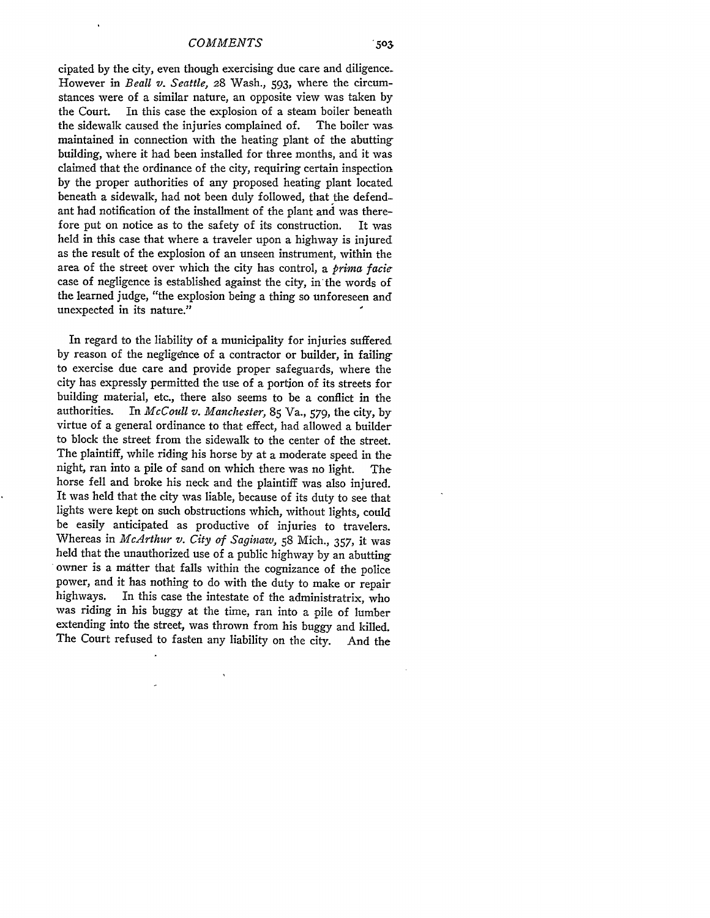cipated by the city, even though exercising due care and diligence. However in *Beall v. Seattle,* 28 Wash., 593, where the circumstances were of a similar nature, an opposite view was taken by the Court. In this case the explosion of a steam boiler beneath the sidewalk caused the injuries complained of. The boiler was maintained in connection with the heating plant of the abutting building, where it had been installed for three months, and it was claimed that the ordinance of the city, requiring certain inspection by the proper authorities of any proposed heating plant located beneath a sidewalk, had not been duly followed, that the defendant had notification of the installment of the plant and was therefore put on notice as to the safety of its construction. It was held in this case that where a traveler upon a highway is injured as the result of the explosion of an unseen instrument, within the area of the street over which the city has control, a *prima facie* case of negligence is established against the city, in the words of the learned judge, "the explosion being a thing so unforeseen and unexpected in its nature."

In regard to the liability of a municipality for injuries suffered by reason of the negligence of a contractor or builder, in failing to exercise due care and provide proper safeguards, where the city has expressly permitted the use of a portion of its streets for building material, etc., there also seems to be a conflict in the authorities. In *McCoull v. Manchester,* 85 Va., 579, the city, by virtue of a general ordinance to that effect, had allowed a builder to block the street from the sidewalk to the center of the street. The plaintiff, while riding his horse by at a moderate speed in the night, ran into a pile of sand on which there was no light. The horse fell and broke his neck and the plaintiff was also injured. It was held that the city was liable, because of its duty to see that lights were kept on such obstructions which, without lights, could be easily anticipated as productive of injuries to travelers. Whereas in *McArthur v. City of Saginaw,* 58 Mich., 357, it was held that the unauthorized use of a public highway by an abutting owner is a matter that falls within the cognizance of the police power, and it has nothing to do with the duty to make or repair highways. In this case the intestate of the administratrix, who was riding in his buggy at the time, ran into a pile of lumber extending into the street, was thrown from his buggy and killed. The Court refused to fasten any liability on the city. And the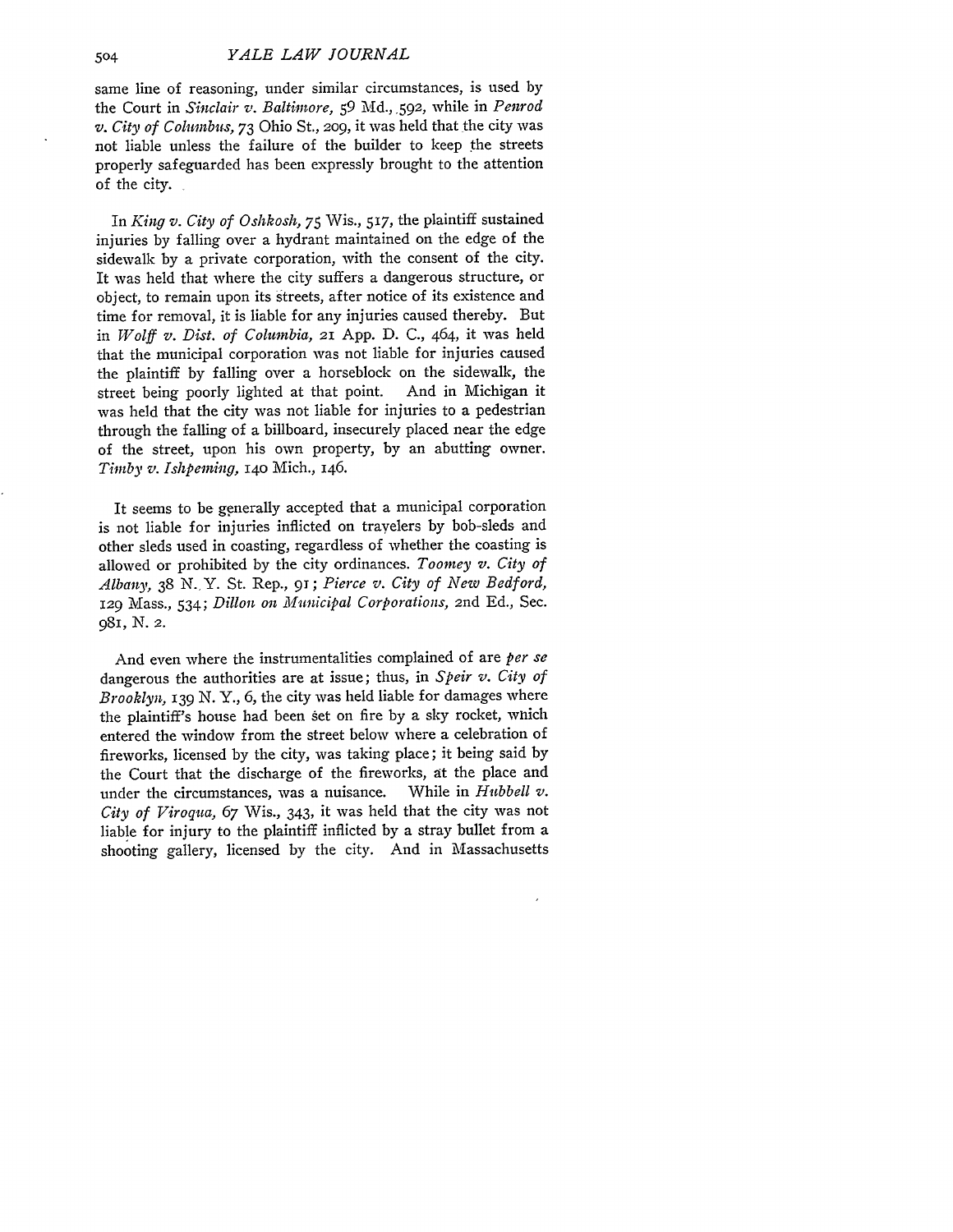same line of reasoning, under similar circumstances, is used by the Court in *Sinclair v. Baltimore,* 59 Md., 592, while in *Penrod v. City of Columbus,* 73 Ohio St., 209, it was held that the city was not liable unless the failure of the builder to keep the streets properly safeguarded has been expressly brought to the attention of the city.

In *King v. City of Oshkosh,* 75 Wis., 517, the plaintiff sustained injuries by falling over a hydrant maintained on the edge of the sidewalk by a private corporation, with the consent of the city. It was held that where the city suffers a dangerous structure, or object, to remain upon its streets, after notice of its existence and time for removal, it is liable for any injuries caused thereby. But in *Wolff v. Dist. of Columbia,* 21 App. D. C., 464, it was held that the municipal corporation was not liable for injuries caused the plaintiff by falling over a horseblock on the sidewalk, the street being poorly lighted at that point. And in Michigan it was held that the city was not liable for injuries to a pedestrian through the falling of a billboard, insecurely placed near the edge of the street, upon his own property, by an abutting owner. *Timby v. Ishpeming,* 140 Mich., 146.

It seems to be generally accepted that a municipal corporation is not liable for injuries inflicted on travelers by bob-sleds and other sleds used in coasting, regardless of whether the coasting is allowed or prohibited by the city ordinances. *Toomey v. City of Albany,* 38 N. Y. St. Rep., 91; *Pierce v. City of New Bedford,* 129 Mass., 534; *Dillon on Municipal Corporations,* 2nd Ed., Sec. 981, N. 2.

And even where the instrumentalities complained of are *per se* dangerous the authorities are at issue; thus, in *Speir v. City of Brooklyn,* 139 N. Y., 6, the city was held liable for damages where the plaintiff's house had been set on fire by a sky rocket, which entered the window from the street below where a celebration of fireworks, licensed by the city, was taking place; it being said by the Court that the discharge of the fireworks, at the place and under the circumstances, was a nuisance. While in *Hubbell v. City of Viroqua,* 67 Wis., 343, it was held that the city was not liable for injury to the plaintiff inflicted by a stray bullet from a shooting gallery, licensed by the city. And in Massachusetts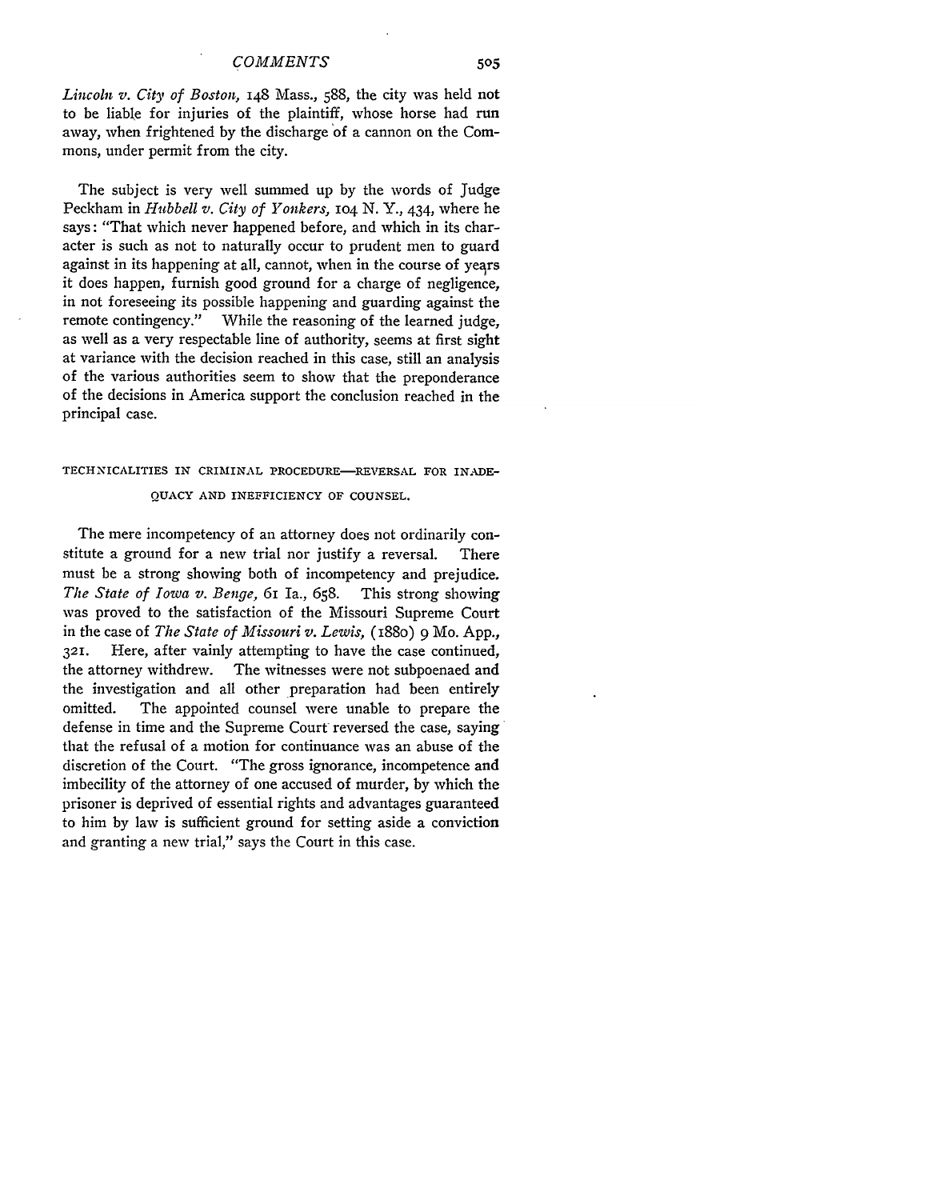*Lincoln v. City of Boston,* 148 Mass., 588, the city was held not to be liable for injuries of the plaintiff, whose horse had run away, when frightened by the discharge of a cannon on the Commons, under permit from the city.

The subject is very well summed up by the words of Judge Peckham in *Hubbell v. City of Yonkers,* 104 N. Y., 434, where he says: "That which never happened before, and which in its character is such as not to naturally occur to prudent men to guard against in its happening at all, cannot, when in the course of years it does happen, furnish good ground for a charge of negligence, in not foreseeing its possible happening and guarding against the remote contingency." While the reasoning of the learned judge, as well as a very respectable line of authority, seems at first sight at variance with the decision reached in this case, still an analysis of the various authorities seem to show that the preponderance of the decisions in America support the conclusion reached in the principal case.

### TECHNICALITIES IN CRIMINAL PROCEDURE—REVERSAL FOR INADEQUACY AND INEFFICIENCY OF COUNSEL.

The mere incompetency of an attorney does not ordinarily constitute a ground for a new trial nor justify a reversal. There must be a strong showing both of incompetency and prejudice. *The State of Iowa v. Benge,* 61 Ia., 658. This strong showing was proved to the satisfaction of the Missouri Supreme Court in the case of *The State of Missouri v. Lewis,* (1880) 9 Mo. App., 321. Here, after vainly attempting to have the case continued, the attorney withdrew. The witnesses were not subpoenaed and the investigation and all other preparation had been entirely omitted. The appointed counsel were unable to prepare the defense in time and the Supreme Court reversed the case, saying that the refusal of a motion for continuance was an abuse of the discretion of the Court. "The gross ignorance, incompetence and imbecility of the attorney of one accused of murder, by which the prisoner is deprived of essential rights and advantages guaranteed to him by law is sufficient ground for setting aside a conviction and granting a new trial," says the Court in this case.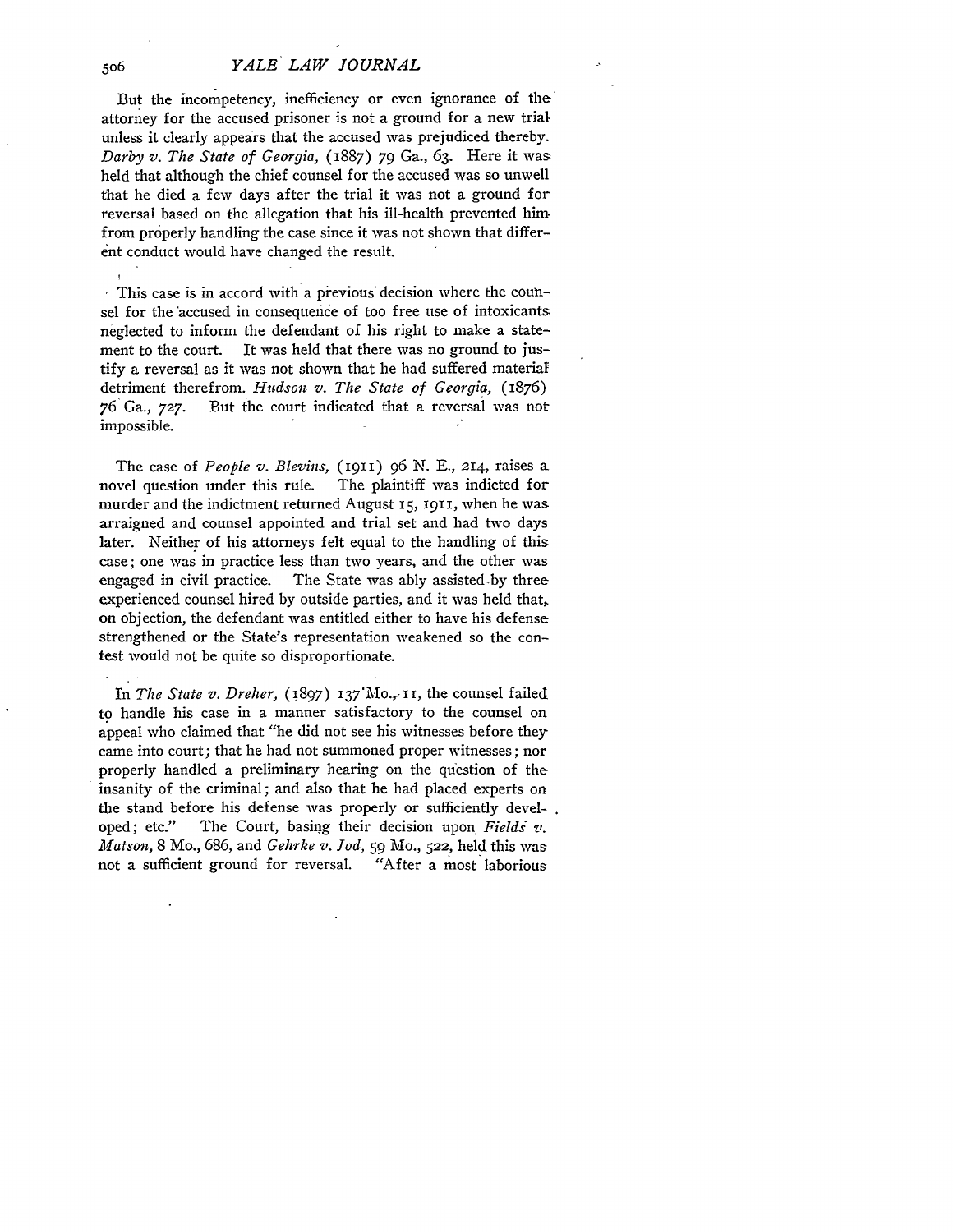But the incompetency, inefficiency or even ignorance of the attorney for the accused prisoner is not a ground for a new trial unless it clearly appears that the accused was prejudiced thereby. *Darby v. The State of Georgia,* (1887) 79 Ga., 63. Here it was held that although the chief counsel for the accused was so unwell that he died a few days after the trial it was not a ground for reversal based on the allegation that his ill-health prevented him from properly handling the case since it was not shown that different conduct would have changed the result.

This case is in accord with a previous decision where the counsel for the accused in consequence of too free use of intoxicants neglected to inform the defendant of his right to make a statement to the court. It was held that there was no ground to justify a reversal as it was not shown that he had suffered material detriment therefrom. *Hudson v. The State of Georgia,* (1876) 76 Ga., 727. But the court indicated that a reversal was not impossible.

The case of *People v. Blevins,* (1911) 96 N. E., 214, raises a novel question under this rule. The plaintiff was indicted for murder and the indictment returned August 15, 1911, when he was arraigned and counsel appointed and trial set and had two days later. Neither of his attorneys felt equal to the handling of this case; one was in practice less than two years, and the other was engaged in civil practice. The State was ably assisted by three experienced counsel hired by outside parties, and it was held that, on objection, the defendant was entitled either to have his defense strengthened or the State's representation weakened so the contest would not be quite so disproportionate.

In *The State v. Dreher,* (1897) 137 Mo., 11, the counsel failed to handle his case in a manner satisfactory to the counsel on appeal who claimed that "he did not see his witnesses before they came into court; that he had not summoned proper witnesses; nor properly handled a preliminary hearing on the question of the insanity of the criminal; and also that he had placed experts on the stand before his defense was properly or sufficiently developed; etc." The Court, basing their decision upon *Fields v. Matson,* 8 Mo., 686, and *Gehrke v. Jod,* 59 Mo., 522, held this was not a sufficient ground for reversal. "After a most laborious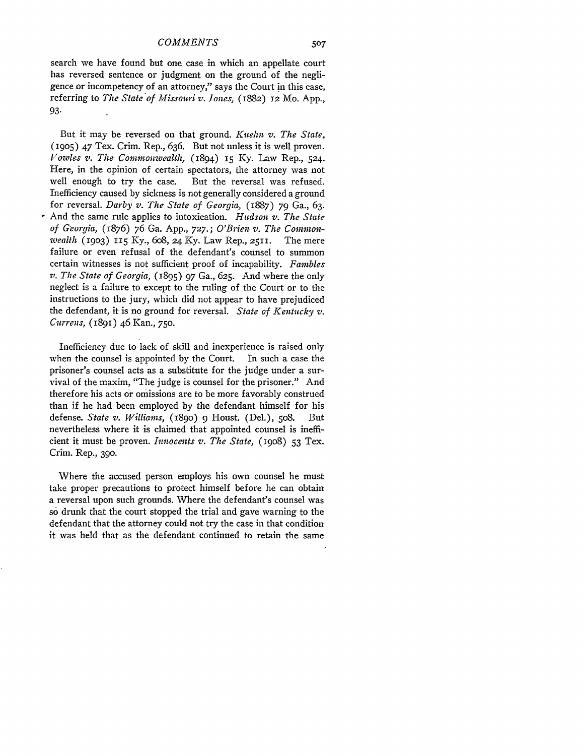search we have found but one case in which an appellate court has reversed sentence or judgment on the ground of the negligence or incompetency of an attorney," says the Court in this case, referring to *The State of Missouri v. Jones,* (1882) 12 Mo. App., 93.

But it may be reversed on that ground. *Kuehn v. The State,* (1905) 47 Tex. Crim. Rep., 636. But not unless it is well proven. *Vowles v. The Commonwealth,* (1894) 15 Ky. Law Rep., 524. Here, in the opinion of certain spectators, the attorney was not well enough to try the case. But the reversal was refused. Inefficiency caused by sickness is not generally considered a ground for reversal. *Darby v. The State of Georgia,* (1887) 79 Ga., 63. And the same rule applies to intoxication. *Hudson v. The State of Georgia,* (1876) 76 Ga. App., 727.; *O'Brien v. The Commonwealth* (1903) 115 Ky., 608, 24 Ky. Law Rep., 2511. The mere failure or even refusal of the defendant's counsel to summon certain witnesses is not sufficient proof of incapability. *Fambles v. The State of Georgia,* (1895) 97 Ga., 625. And where the only neglect is a failure to except to the ruling of the Court or to the instructions to the jury, which did not appear to have prejudiced the defendant, it is no ground for reversal. *State of Kentucky v. Currens,* (1891) 46 Kan., 750.

Inefficiency due to lack of skill and inexperience is raised only when the counsel is appointed by the Court. In such a case the prisoner's counsel acts as a substitute for the judge under a survival of the maxim, "The judge is counsel for the prisoner." And therefore his acts or omissions are to be more favorably construed than if he had been employed by the defendant himself for his defense. *State v. Williams,* (1890) 9 Houst. (Del.), 508. But nevertheless where it is claimed that appointed counsel is inefficient it must be proven. *Innocents v. The State,* (1908) 53 Tex. Crim. Rep., 390.

Where the accused person employs his own counsel he must take proper precautions to protect himself before he can obtain a reversal upon such grounds. Where the defendant's counsel was so drunk that the court stopped the trial and gave warning to the defendant that the attorney could not try the case in that condition it was held that as the defendant continued to retain the same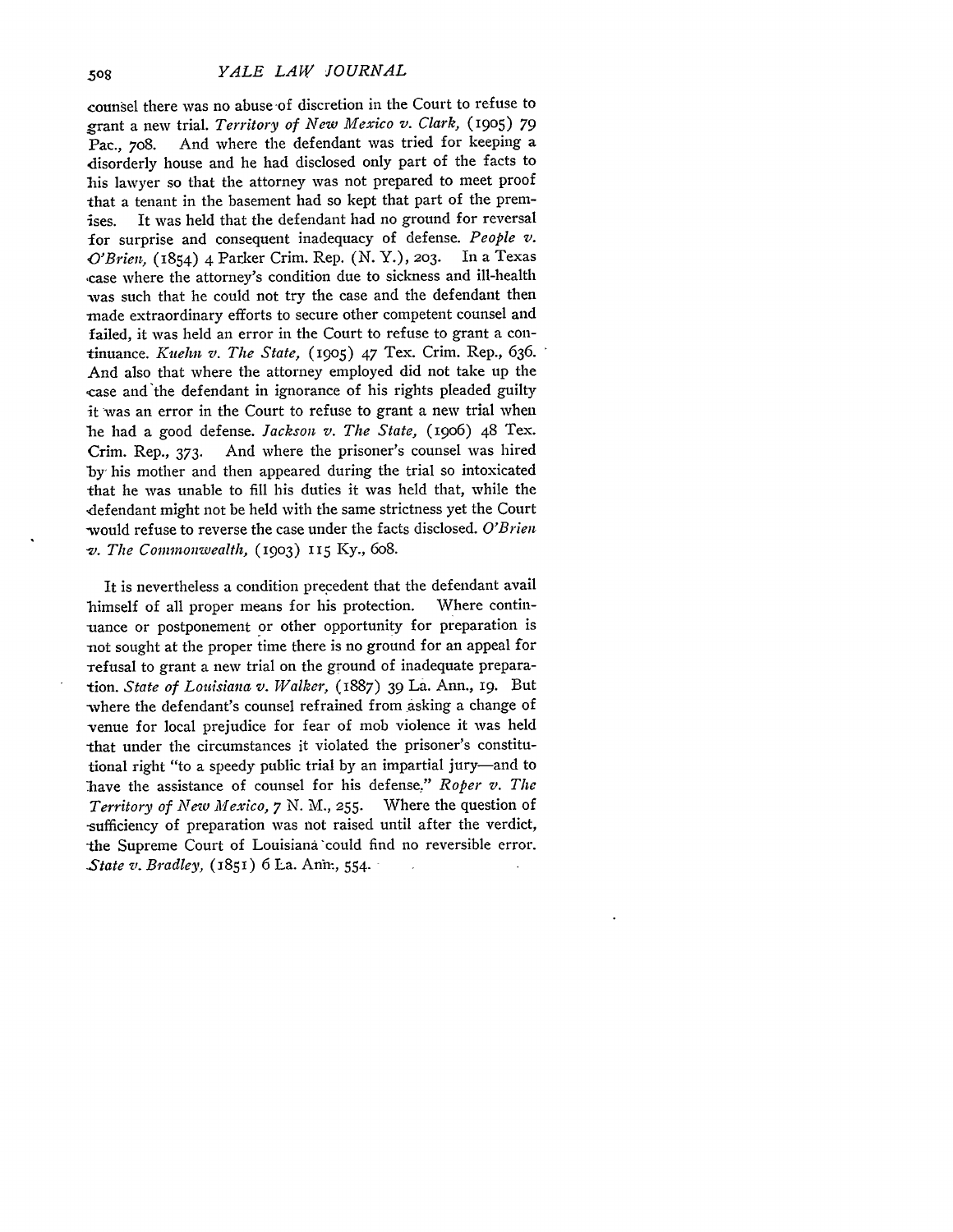counsel there was no abuse of discretion in the Court to refuse to grant a new trial. *Territory of New Mexico v. Clark,* (1905) 79 Pac., 708. And where the defendant was tried for keeping a disorderly house and he had disclosed only part of the facts to his lawyer so that the attorney was not prepared to meet proof that a tenant in the basement had so kept that part of the premises. It was held that the defendant had no ground for reversal for surprise and consequent inadequacy of defense. *People v. O'Brien,* (1854) 4 Parker Crim. Rep. (N. Y.), 203. In a Texas case where the attorney's condition due to sickness and ill-health was such that he could not try the case and the defendant then made extraordinary efforts to secure other competent counsel and failed, it was held an error in the Court to refuse to grant a continuance. *Kuehn v. The State,* (1905) 47 Tex. Crim. Rep., 636. And also that where the attorney employed did not take up the case and the defendant in ignorance of his rights pleaded guilty it was an error in the Court to refuse to grant a new trial when he had a good defense. *Jackson v. The State,* (1906) 48 Tex. Crim. Rep., 373. And where the prisoner's counsel was hired by his mother and then appeared during the trial so intoxicated that he was unable to fill his duties it was held that, while the defendant might not be held with the same strictness yet the Court would refuse to reverse the case under the facts disclosed. *O'Brien v. The Commonwealth,* (1903) 115 Ky., 608.

It is nevertheless a condition precedent that the defendant avail himself of all proper means for his protection. Where continuance or postponement or other opportunity for preparation is not sought at the proper time there is no ground for an appeal for refusal to grant a new trial on the ground of inadequate preparation. *State of Louisiana v. Walker,* (1887) 39 La. Ann., 19. But where the defendant's counsel refrained from asking a change of venue for local prejudice for fear of mob violence it was held that under the circumstances it violated the prisoner's constitutional right "to a speedy public trial by an impartial jury—and to have the assistance of counsel for his defense." *Roper v. The Territory of New Mexico,* 7 N. M., 255. Where the question of sufficiency of preparation was not raised until after the verdict, the Supreme Court of Louisiana could find no reversible error. *State v. Bradley,* (1851) 6 La. Ann., 554.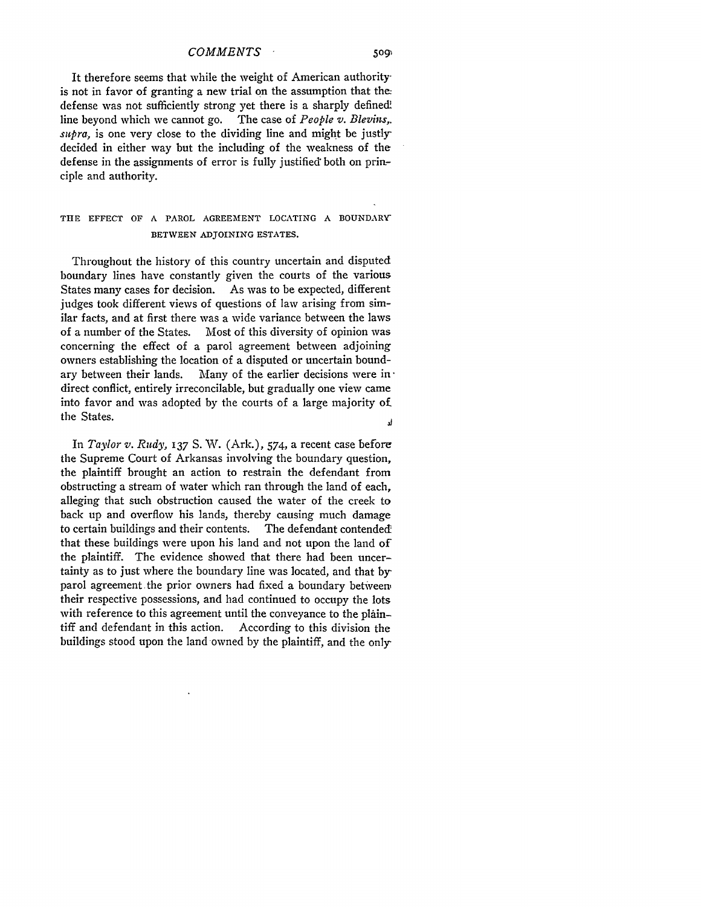It therefore seems that while the weight of American authority is not in favor of granting a new trial on the assumption that the defense was not sufficiently strong yet there is a sharply defined line beyond which we cannot go. The case of *People v. Blevins, supra,* is one very close to the dividing line and might be justly decided in either way but the including of the weakness of the defense in the assignments of error is fully justified both on principle and authority.

## THE EFFECT OF A PAROL AGREEMENT LOCATING A BOUNDARY BETWEEN ADJOINING ESTATES.

Throughout the history of this country uncertain and disputed boundary lines have constantly given the courts of the various States many cases for decision. As was to be expected, different judges took different views of questions of law arising from similar facts, and at first there was a wide variance between the laws of a number of the States. Most of this diversity of opinion was concerning the effect of a parol agreement between adjoining owners establishing the location of a disputed or uncertain boundary between their lands. Many of the earlier decisions were in direct conflict, entirely irreconcilable, but gradually one view came into favor and was adopted by the courts of a large majority of the States.

In *Taylor v. Rudy,* 137 S. W. (Ark.), 574, a recent case before the Supreme Court of Arkansas involving the boundary question, the plaintiff brought an action to restrain the defendant from obstructing a stream of water which ran through the land of each, alleging that such obstruction caused the water of the creek to back up and overflow his lands, thereby causing much damage to certain buildings and their contents. The defendant contended that these buildings were upon his land and not upon the land of the plaintiff. The evidence showed that there had been uncertainty as to just where the boundary line was located, and that by parol agreement the prior owners had fixed a boundary between their respective possessions, and had continued to occupy the lots with reference to this agreement until the conveyance to the plaintiff and defendant in this action. According to this division the buildings stood upon the land owned by the plaintiff, and the only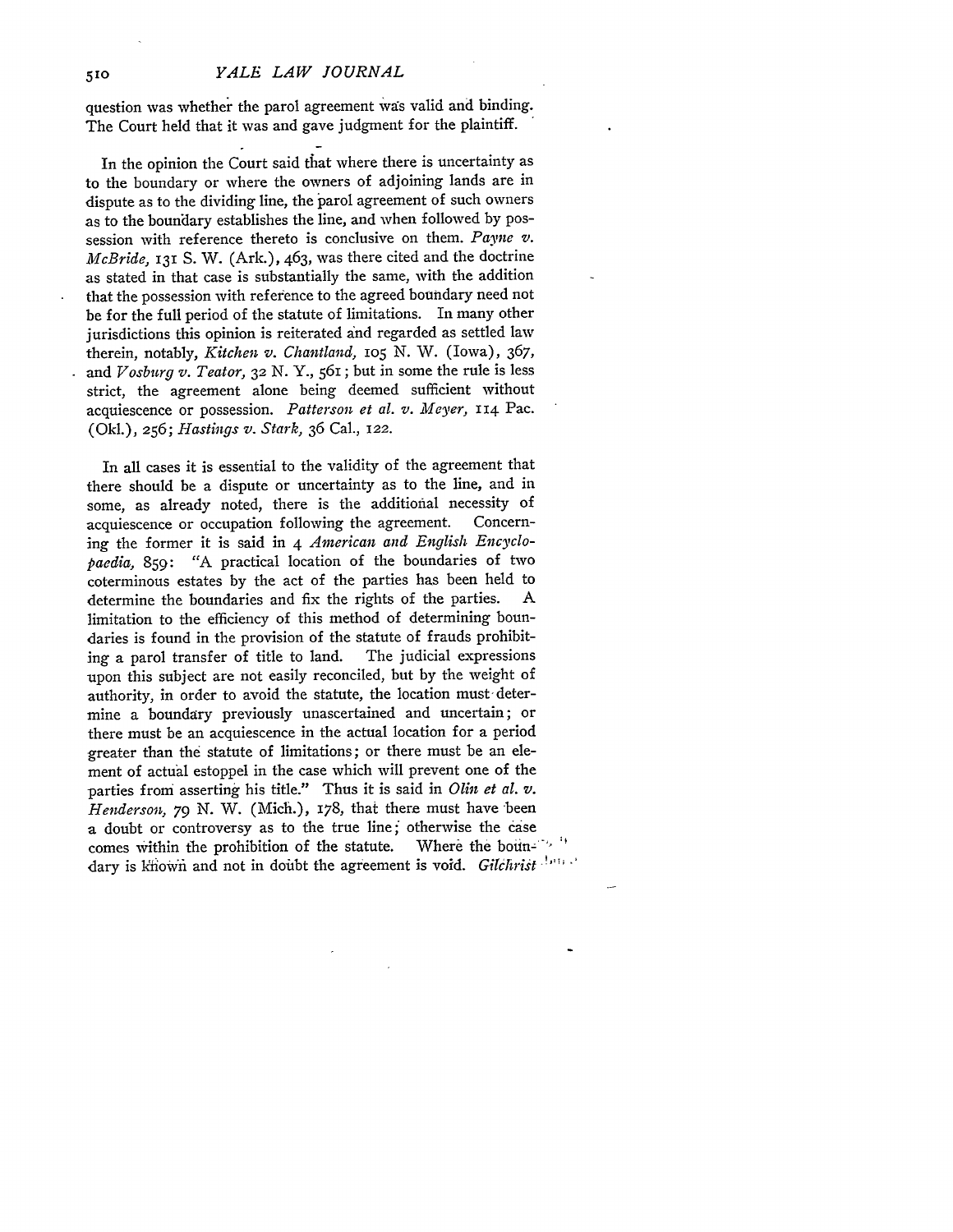question was whether the parol agreement was valid and binding. The Court held that it was and gave judgment for the plaintiff.

In the opinion the Court said that where there is uncertainty as to the boundary or where the owners of adjoining lands are in dispute as to the dividing line, the parol agreement of such owners as to the boundary establishes the line, and when followed by possession with reference thereto is conclusive on them. *Payne v. McBride*, 131 S. W. (Ark.), 463, was there cited and the doctrine as stated in that case is substantially the same, with the addition that the possession with reference to the agreed boundary need not be for the full period of the statute of limitations. In many other jurisdictions this opinion is reiterated and regarded as settled law therein, notably, *Kitchen v. Chantland*, 105 N. W. (Iowa), 367, and *Vosburg v. Teator*, 32 N. Y., 561; but in some the rule is less strict, the agreement alone being deemed sufficient without acquiescence or possession. *Patterson et al. v. Meyer*, 114 Pac. (Okl.), 256; *Hastings v. Stark*, 36 Cal., 122.

In all cases it is essential to the validity of the agreement that there should be a dispute or uncertainty as to the line, and in some, as already noted, there is the additional necessity of acquiescence or occupation following the agreement. Concerning the former it is said in 4 *American and English Encyclopaedia*, 859: "A practical location of the boundaries of two coterminous estates by the act of the parties has been held to determine the boundaries and fix the rights of the parties. A limitation to the efficiency of this method of determining boundaries is found in the provision of the statute of frauds prohibiting a parol transfer of title to land. The judicial expressions upon this subject are not easily reconciled, but by the weight of authority, in order to avoid the statute, the location must determine a boundary previously unascertained and uncertain; or there must be an acquiescence in the actual location for a period greater than the statute of limitations; or there must be an element of actual estoppel in the case which will prevent one of the parties from asserting his title." Thus it is said in *Olin et al. v. Henderson*, 79 N. W. (Mich.), 178, that there must have been a doubt or controversy as to the true line; otherwise the case comes within the prohibition of the statute. Where the boundary is known and not in doubt the agreement is void. *Gilchrist*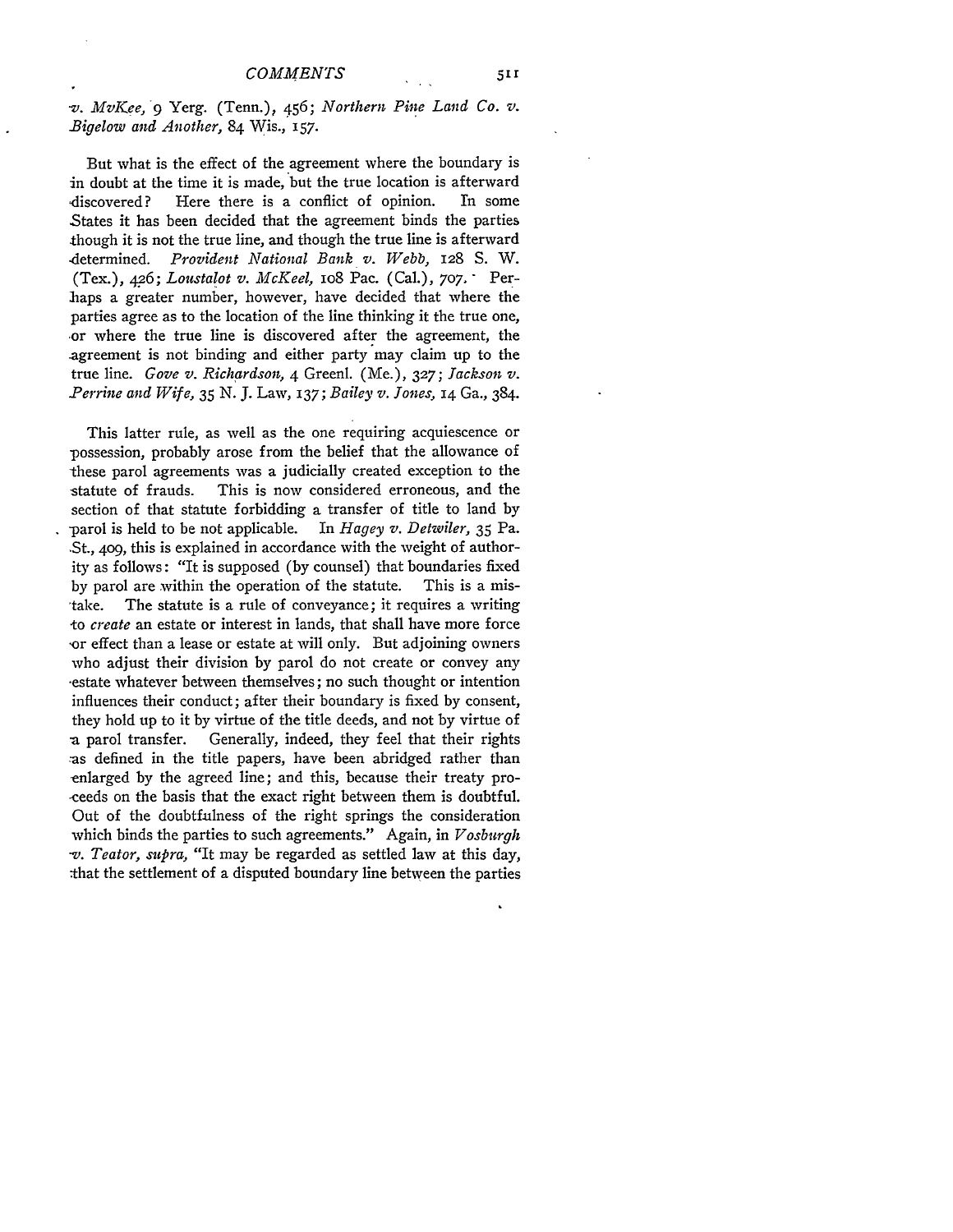*v. MvKee*, 9 Yerg. (Tenn.), 456; *Northern Pine Land Co. v. Bigelow and Another*, 84 Wis., 157.

But what is the effect of the agreement where the boundary is in doubt at the time it is made, but the true location is afterward discovered? Here there is a conflict of opinion. In some States it has been decided that the agreement binds the parties though it is not the true line, and though the true line is afterward determined. *Provident National Bank v. Webb*, 128 S. W. (Tex.), 426; *Loustalot v. McKeel*, 108 Pac. (Cal.), 707. Perhaps a greater number, however, have decided that where the parties agree as to the location of the line thinking it the true one, or where the true line is discovered after the agreement, the agreement is not binding and either party may claim up to the true line. *Gove v. Richardson*, 4 Greenl. (Me.), 327; *Jackson v. Perrine and Wife*, 35 N. J. Law, 137; *Bailey v. Jones*, 14 Ga., 384.

This latter rule, as well as the one requiring acquiescence or possession, probably arose from the belief that the allowance of these parol agreements was a judicially created exception to the statute of frauds. This is now considered erroneous, and the section of that statute forbidding a transfer of title to land by parol is held to be not applicable. In *Hagey v. Detwiler*, 35 Pa. St., 409, this is explained in accordance with the weight of authority as follows: "It is supposed (by counsel) that boundaries fixed by parol are within the operation of the statute. This is a mistake. The statute is a rule of conveyance; it requires a writing to *create* an estate or interest in lands, that shall have more force or effect than a lease or estate at will only. But adjoining owners who adjust their division by parol do not create or convey any estate whatever between themselves; no such thought or intention influences their conduct; after their boundary is fixed by consent, they hold up to it by virtue of the title deeds, and not by virtue of a parol transfer. Generally, indeed, they feel that their rights as defined in the title papers, have been abridged rather than enlarged by the agreed line; and this, because their treaty proceeds on the basis that the exact right between them is doubtful. Out of the doubtfulness of the right springs the consideration which binds the parties to such agreements." Again, in *Vosburgh v. Teator, supra*, "It may be regarded as settled law at this day, that the settlement of a disputed boundary line between the parties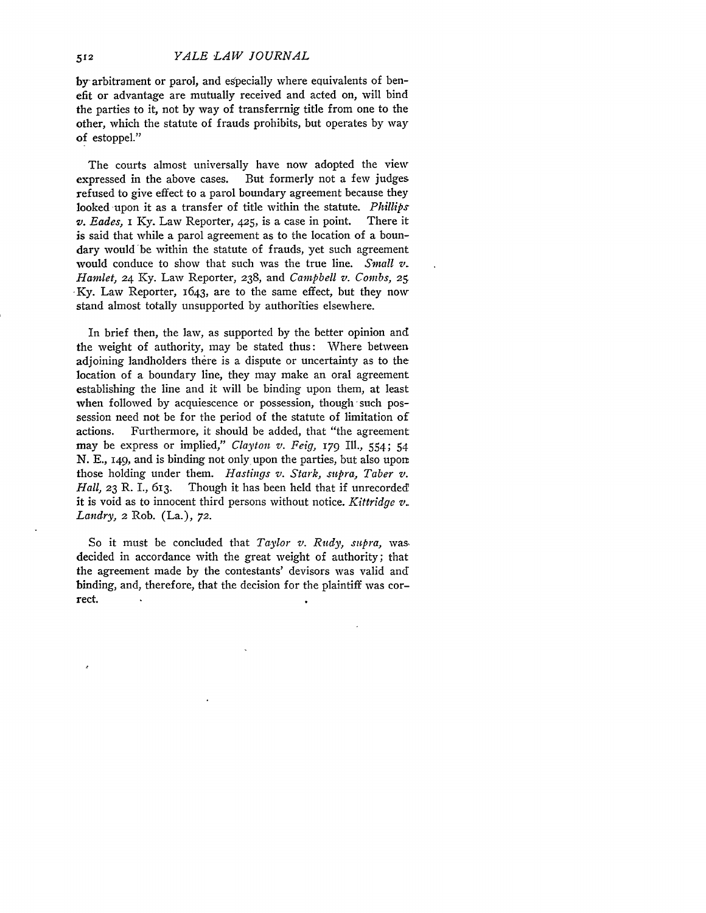by arbitrament or parol, and especially where equivalents of benefit or advantage are mutually received and acted on, will bind the parties to it, not by way of transferrnig title from one to the other, which the statute of frauds prohibits, but operates by way of estoppel."

The courts almost universally have now adopted the view expressed in the above cases. But formerly not a few judges refused to give effect to a parol boundary agreement because they looked upon it as a transfer of title within the statute. *Phillips v. Eades*, 1 Ky. Law Reporter, 425, is a case in point. There it is said that while a parol agreement as to the location of a boundary would be within the statute of frauds, yet such agreement would conduce to show that such was the true line. *Small v. Hamlet*, 24 Ky. Law Reporter, 238, and *Campbell v. Combs*, 25 Ky. Law Reporter, 1643, are to the same effect, but they now stand almost totally unsupported by authorities elsewhere.

In brief then, the law, as supported by the better opinion and the weight of authority, may be stated thus: Where between adjoining landholders there is a dispute or uncertainty as to the location of a boundary line, they may make an oral agreement establishing the line and it will be binding upon them, at least when followed by acquiescence or possession, though such possession need not be for the period of the statute of limitation of actions. Furthermore, it should be added, that "the agreement may be express or implied," *Clayton v. Feig*, 179 Ill., 554; 54 N. E., 149, and is binding not only upon the parties, but also upon those holding under them. *Hastings v. Stark, supra, Taber v. Hall*, 23 R. I., 613. Though it has been held that if unrecorded it is void as to innocent third persons without notice. *Kittridge v. Landry*, 2 Rob. (La.), 72.

So it must be concluded that *Taylor v. Rudy, supra*, was decided in accordance with the great weight of authority; that the agreement made by the contestants' devisors was valid and binding, and, therefore, that the decision for the plaintiff was correct.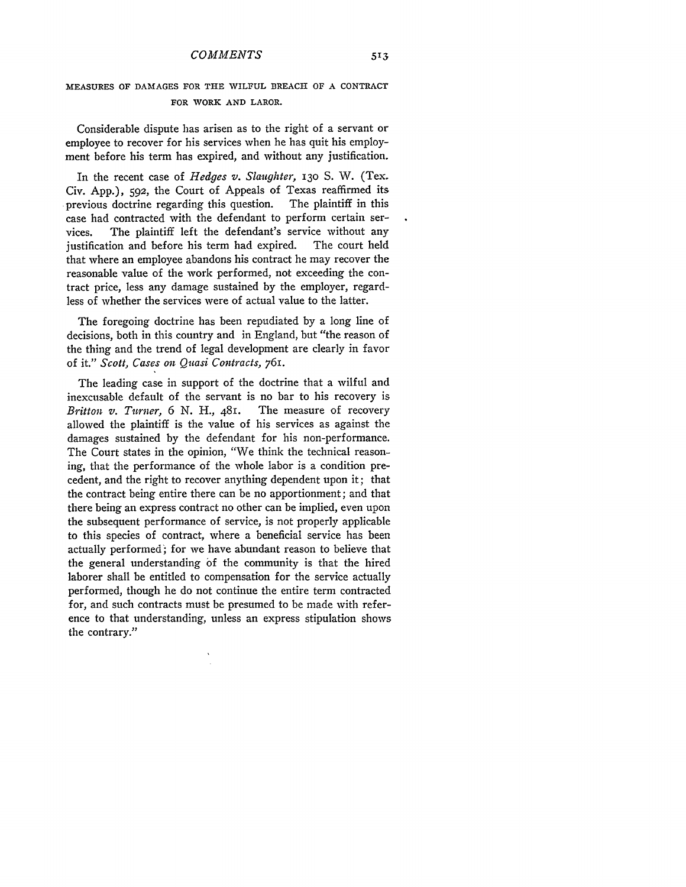## MEASURES OF DAMAGES FOR THE WILFUL BREACH OF A CONTRACT FOR WORK AND LAROR.

Considerable dispute has arisen as to the right of a servant or employee to recover for his services when he has quit his employment before his term has expired, and without any justification.

In the recent case of *Hedges v. Slaughter,* 130 S. W. (Tex. Civ. App.), 592, the Court of Appeals of Texas reaffirmed its previous doctrine regarding this question. The plaintiff in this case had contracted with the defendant to perform certain services. The plaintiff left the defendant's service without any justification and before his term had expired. The court held that where an employee abandons his contract he may recover the reasonable value of the work performed, not exceeding the contract price, less any damage sustained by the employer, regardless of whether the services were of actual value to the latter.

The foregoing doctrine has been repudiated by a long line of decisions, both in this country and in England, but "the reason of the thing and the trend of legal development are clearly in favor of it." *Scott, Cases on Quasi Contracts,* 761.

The leading case in support of the doctrine that a wilful and inexcusable default of the servant is no bar to his recovery is *Britton v. Turner,* 6 N. H., 481. The measure of recovery allowed the plaintiff is the value of his services as against the damages sustained by the defendant for his non-performance. The Court states in the opinion, "We think the technical reasoning, that the performance of the whole labor is a condition precedent, and the right to recover anything dependent upon it; that the contract being entire there can be no apportionment; and that there being an express contract no other can be implied, even upon the subsequent performance of service, is not properly applicable to this species of contract, where a beneficial service has been actually performed; for we have abundant reason to believe that the general understanding of the community is that the hired laborer shall be entitled to compensation for the service actually performed, though he do not continue the entire term contracted for, and such contracts must be presumed to be made with reference to that understanding, unless an express stipulation shows the contrary."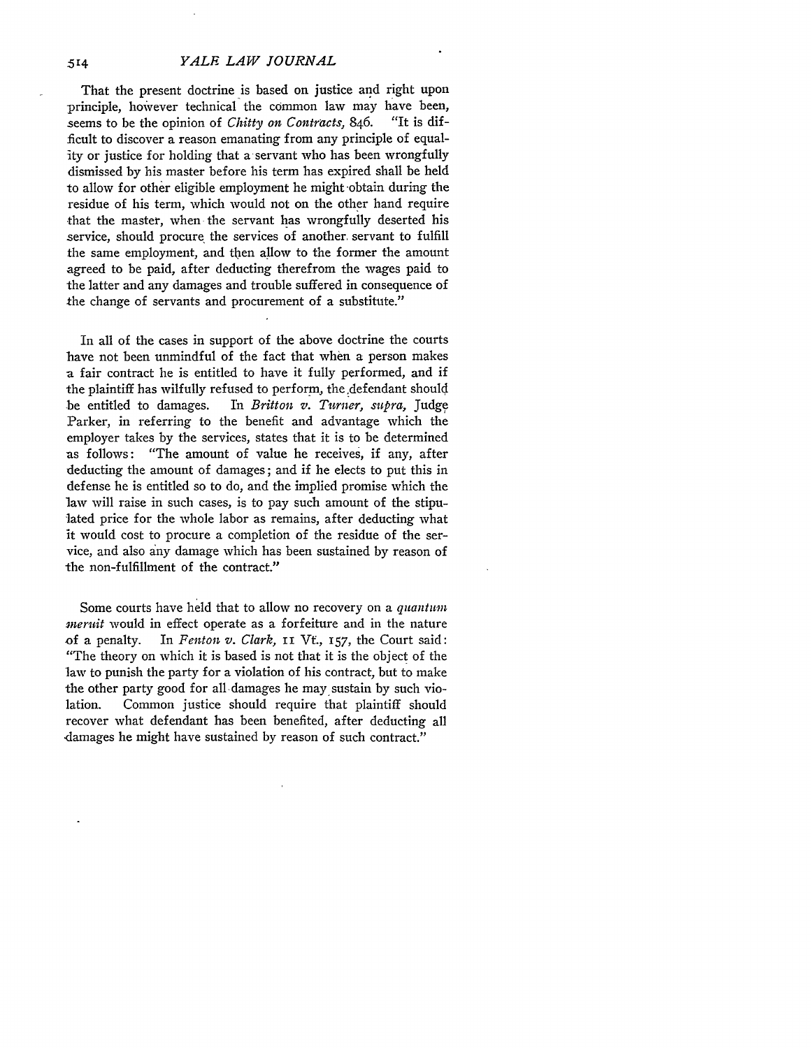That the present doctrine is based on justice and right upon principle, however technical the common law may have been, seems to be the opinion of *Chitty on Contracts,* 846. "It is difficult to discover a reason emanating from any principle of equality or justice for holding that a servant who has been wrongfully dismissed by his master before his term has expired shall be held to allow for other eligible employment he might obtain during the residue of his term, which would not on the other hand require that the master, when the servant has wrongfully deserted his service, should procure the services of another servant to fulfill the same employment, and then allow to the former the amount agreed to be paid, after deducting therefrom the wages paid to the latter and any damages and trouble suffered in consequence of the change of servants and procurement of a substitute."

In all of the cases in support of the above doctrine the courts have not been unmindful of the fact that when a person makes a fair contract he is entitled to have it fully performed, and if the plaintiff has wilfully refused to perform, the defendant should be entitled to damages. In *Britton v. Turner, supra,* Judge Parker, in referring to the benefit and advantage which the employer takes by the services, states that it is to be determined as follows: "The amount of value he receives, if any, after deducting the amount of damages; and if he elects to put this in defense he is entitled so to do, and the implied promise which the law will raise in such cases, is to pay such amount of the stipulated price for the whole labor as remains, after deducting what it would cost to procure a completion of the residue of the service, and also any damage which has been sustained by reason of the non-fulfillment of the contract."

Some courts have held that to allow no recovery on a *quantum meruit* would in effect operate as a forfeiture and in the nature of a penalty. In *Fenton v. Clark,* 11 Vt., 157, the Court said: "The theory on which it is based is not that it is the object of the law to punish the party for a violation of his contract, but to make the other party good for all damages he may sustain by such violation. Common justice should require that plaintiff should recover what defendant has been benefited, after deducting all damages he might have sustained by reason of such contract."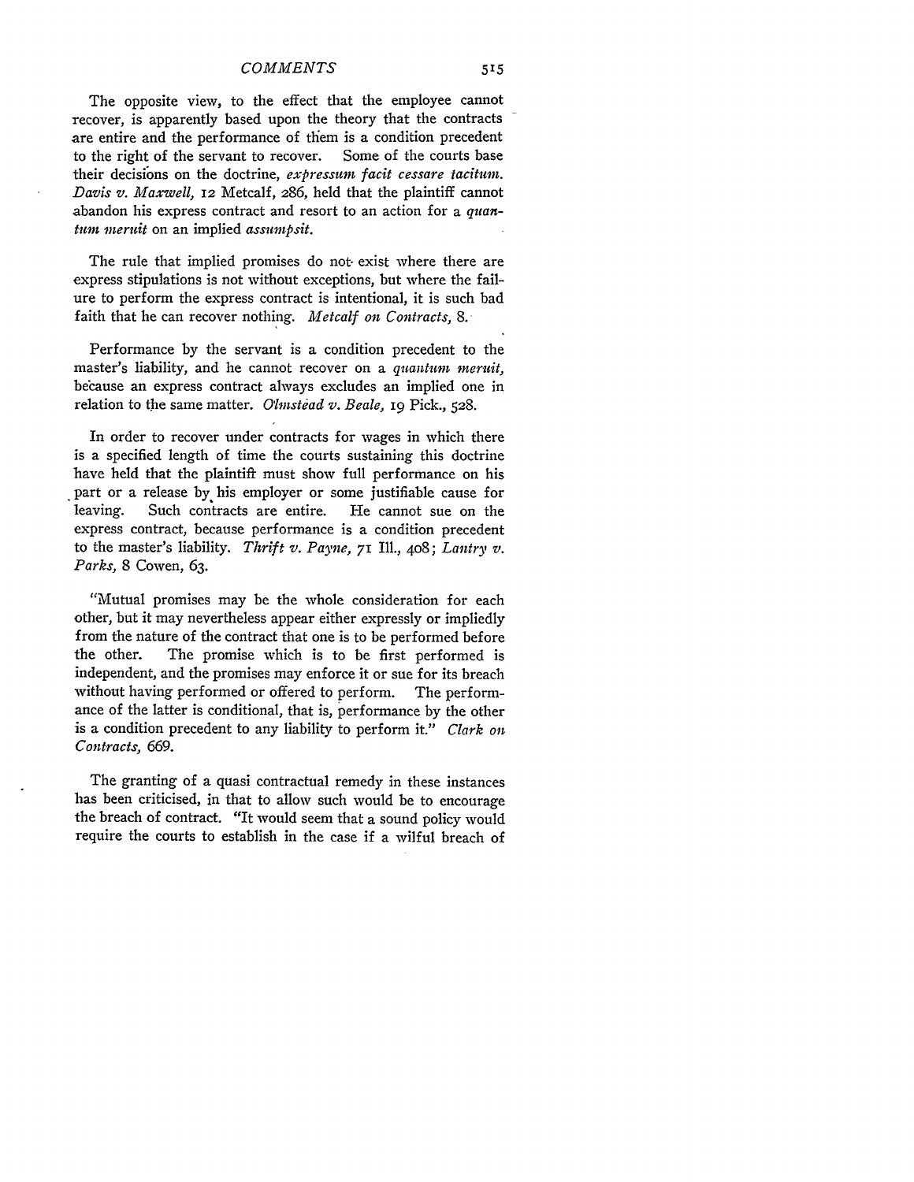The opposite view, to the effect that the employee cannot recover, is apparently based upon the theory that the contracts are entire and the performance of them is a condition precedent to the right of the servant to recover. Some of the courts base their decisions on the doctrine, *expressum facit cessare tacitum*. *Davis v. Maxwell*, 12 Metcalf, 286, held that the plaintiff cannot abandon his express contract and resort to an action for a *quantum meruit* on an implied *assumpsit*.

The rule that implied promises do not exist where there are express stipulations is not without exceptions, but where the failure to perform the express contract is intentional, it is such bad faith that he can recover nothing. *Metcalf on Contracts*, 8.

Performance by the servant is a condition precedent to the master's liability, and he cannot recover on a *quantum meruit*, because an express contract always excludes an implied one in relation to the same matter. *Olmstead v. Beale*, 19 Pick., 528.

In order to recover under contracts for wages in which there is a specified length of time the courts sustaining this doctrine have held that the plaintiff must show full performance on his part or a release by his employer or some justifiable cause for leaving. Such contracts are entire. He cannot sue on the express contract, because performance is a condition precedent to the master's liability. *Thrift v. Payne*, 71 Ill., 408; *Lantry v. Parks*, 8 Cowen, 63.

"Mutual promises may be the whole consideration for each other, but it may nevertheless appear either expressly or impliedly from the nature of the contract that one is to be performed before the other. The promise which is to be first performed is independent, and the promises may enforce it or sue for its breach without having performed or offered to perform. The performance of the latter is conditional, that is, performance by the other is a condition precedent to any liability to perform it." *Clark on Contracts*, 669.

The granting of a quasi contractual remedy in these instances has been criticised, in that to allow such would be to encourage the breach of contract. "It would seem that a sound policy would require the courts to establish in the case if a wilful breach of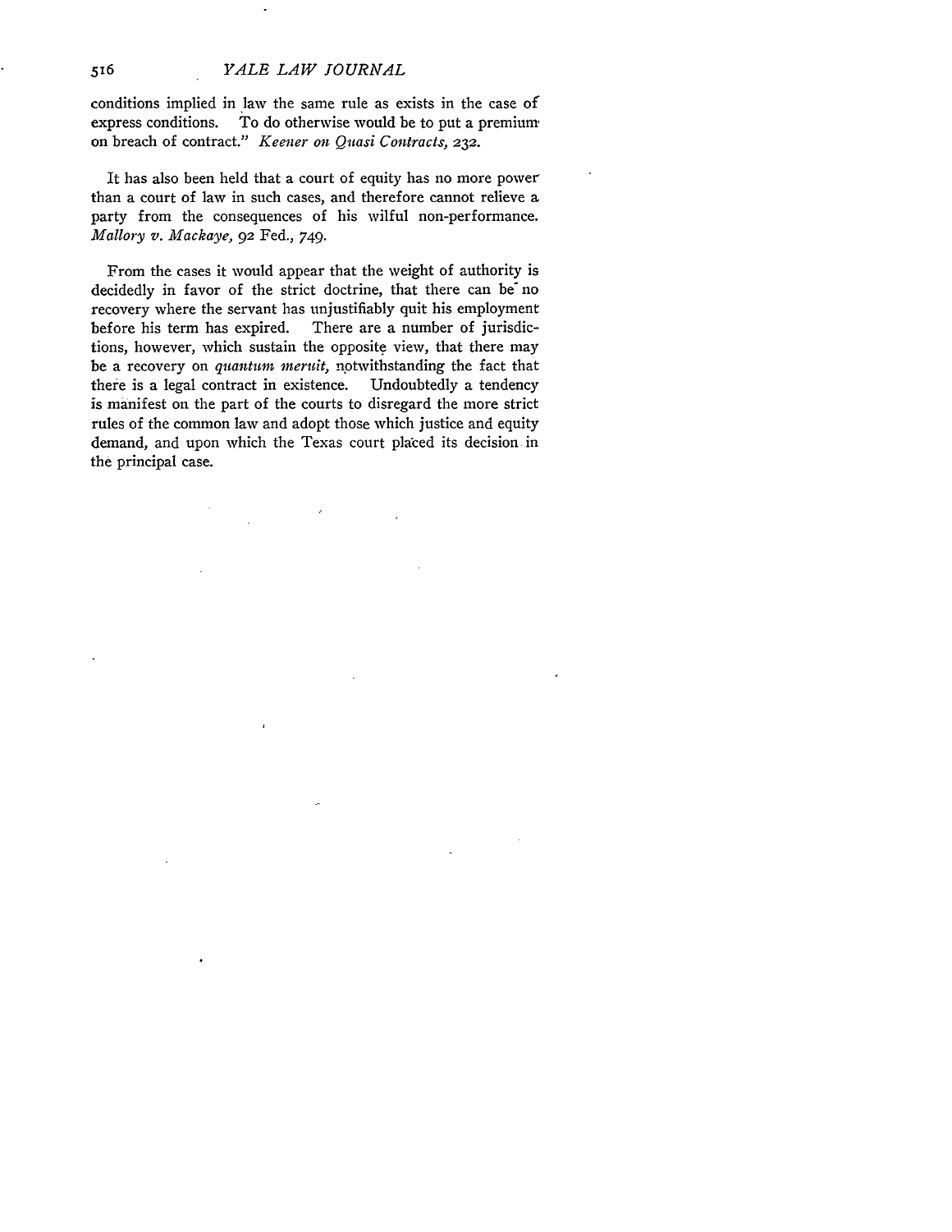conditions implied in law the same rule as exists in the case of express conditions. To do otherwise would be to put a premium on breach of contract." *Keener on Quasi Contracts, 232.*

It has also been held that a court of equity has no more power than a court of law in such cases, and therefore cannot relieve a party from the consequences of his wilful non-performance. *Mallory v. Mackaye,* 92 Fed., 749.

From the cases it would appear that the weight of authority is decidedly in favor of the strict doctrine, that there can be no recovery where the servant has unjustifiably quit his employment before his term has expired. There are a number of jurisdictions, however, which sustain the opposite view, that there may be a recovery on *quantum meruit,* notwithstanding the fact that there is a legal contract in existence. Undoubtedly a tendency is manifest on the part of the courts to disregard the more strict rules of the common law and adopt those which justice and equity demand, and upon which the Texas court placed its decision in the principal case.